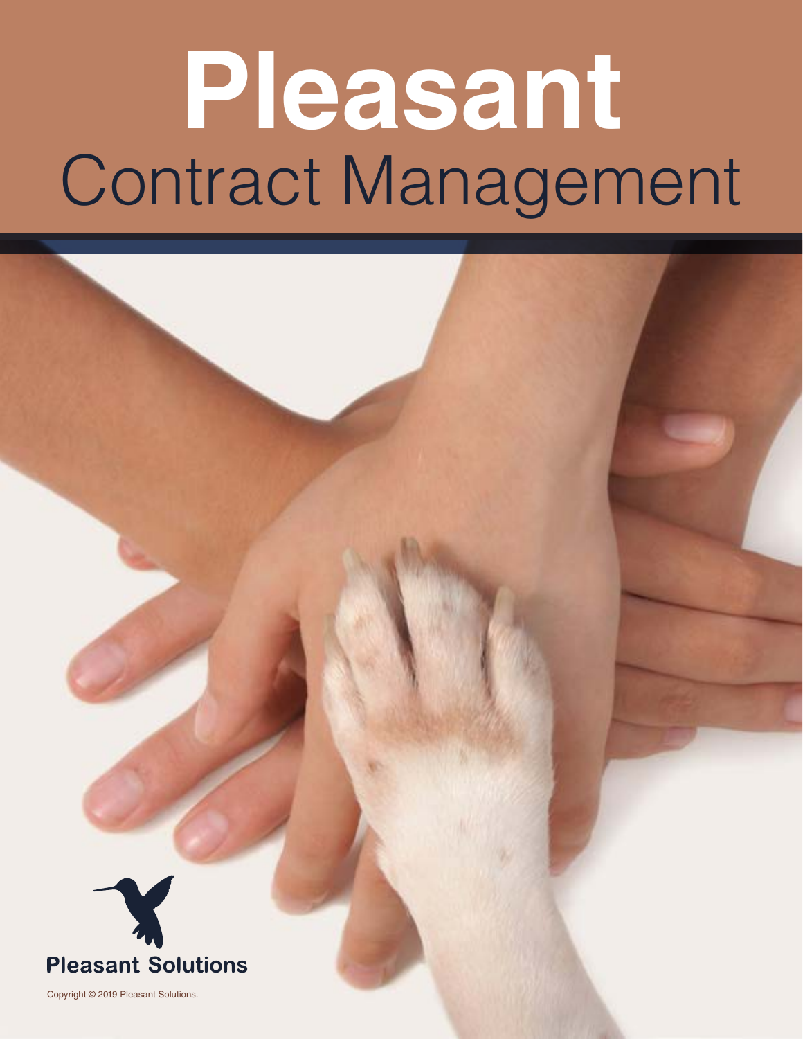# Pleasant

## Contract Management

Pleasant Solutions

Copyright © 2019 Pleasant Solutions.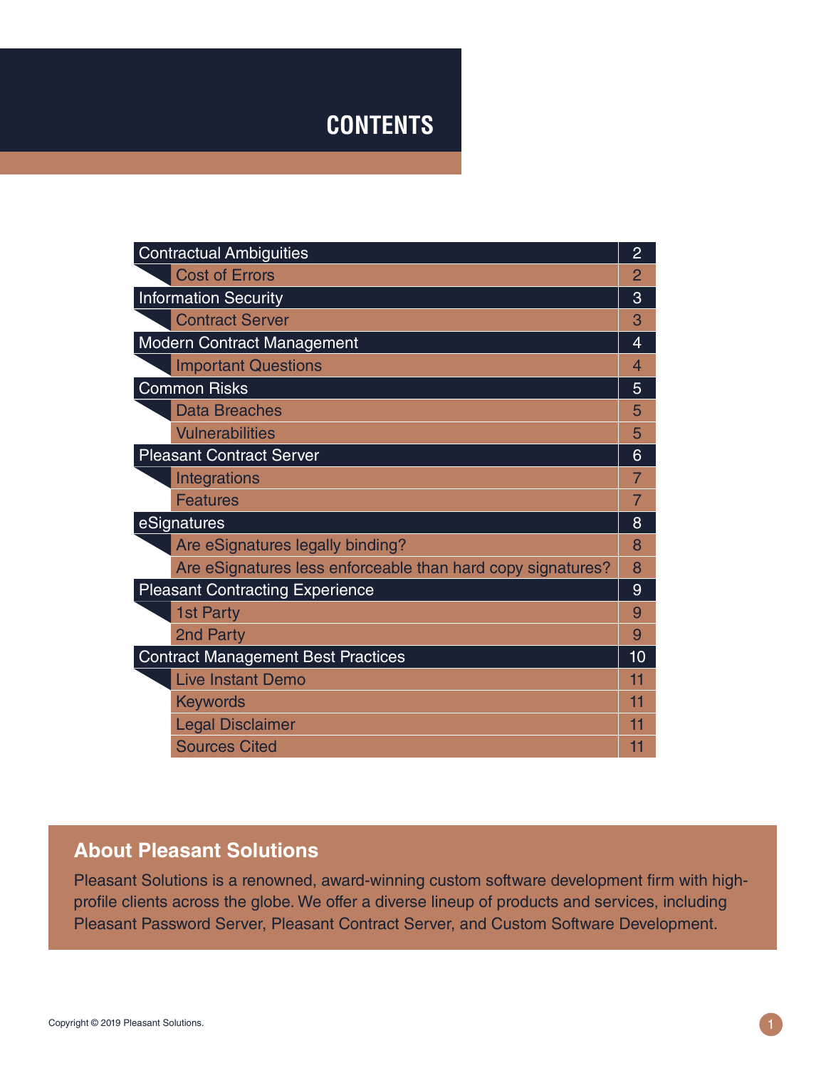# CONTENTS

| Section | Page |
|---|---|
| Contractual Ambiguities | 2 |
| Cost of Errors | 2 |
| Information Security | 3 |
| Contract Server | 3 |
| Modern Contract Management | 4 |
| Important Questions | 4 |
| Common Risks | 5 |
| Data Breaches | 5 |
| Vulnerabilities | 5 |
| Pleasant Contract Server | 6 |
| Integrations | 7 |
| Features | 7 |
| eSignatures | 8 |
| Are eSignatures legally binding? | 8 |
| Are eSignatures less enforceable than hard copy signatures? | 8 |
| Pleasant Contracting Experience | 9 |
| 1st Party | 9 |
| 2nd Party | 9 |
| Contract Management Best Practices | 10 |
| Live Instant Demo | 11 |
| Keywords | 11 |
| Legal Disclaimer | 11 |
| Sources Cited | 11 |

## About Pleasant Solutions

Pleasant Solutions is a renowned, award-winning custom software development firm with high-profile clients across the globe. We offer a diverse lineup of products and services, including Pleasant Password Server, Pleasant Contract Server, and Custom Software Development.

Copyright © 2019 Pleasant Solutions.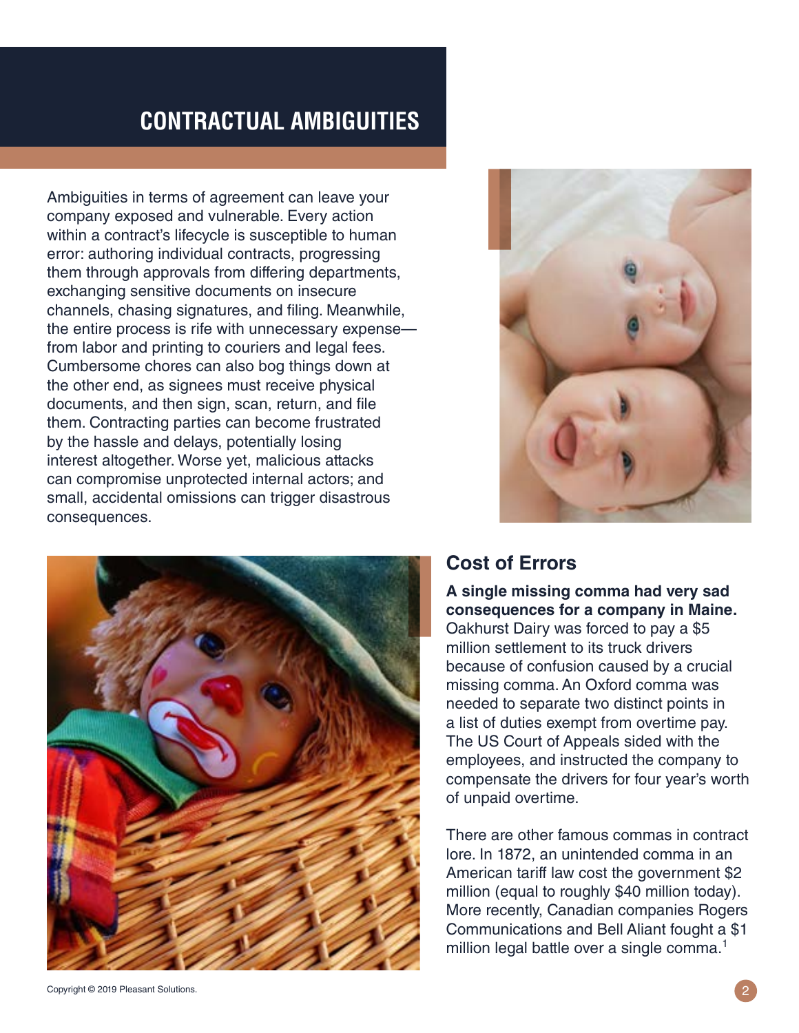# CONTRACTUAL AMBIGUITIES

Ambiguities in terms of agreement can leave your company exposed and vulnerable. Every action within a contract's lifecycle is susceptible to human error: authoring individual contracts, progressing them through approvals from differing departments, exchanging sensitive documents on insecure channels, chasing signatures, and filing. Meanwhile, the entire process is rife with unnecessary expense—from labor and printing to couriers and legal fees. Cumbersome chores can also bog things down at the other end, as signees must receive physical documents, and then sign, scan, return, and file them. Contracting parties can become frustrated by the hassle and delays, potentially losing interest altogether. Worse yet, malicious attacks can compromise unprotected internal actors; and small, accidental omissions can trigger disastrous consequences.

## Cost of Errors

**A single missing comma had very sad consequences for a company in Maine.** Oakhurst Dairy was forced to pay a $5 million settlement to its truck drivers because of confusion caused by a crucial missing comma. An Oxford comma was needed to separate two distinct points in a list of duties exempt from overtime pay. The US Court of Appeals sided with the employees, and instructed the company to compensate the drivers for four year's worth of unpaid overtime.

There are other famous commas in contract lore. In 1872, an unintended comma in an American tariff law cost the government $2 million (equal to roughly $40 million today). More recently, Canadian companies Rogers Communications and Bell Aliant fought a $1 million legal battle over a single comma.[1]

Copyright © 2019 Pleasant Solutions.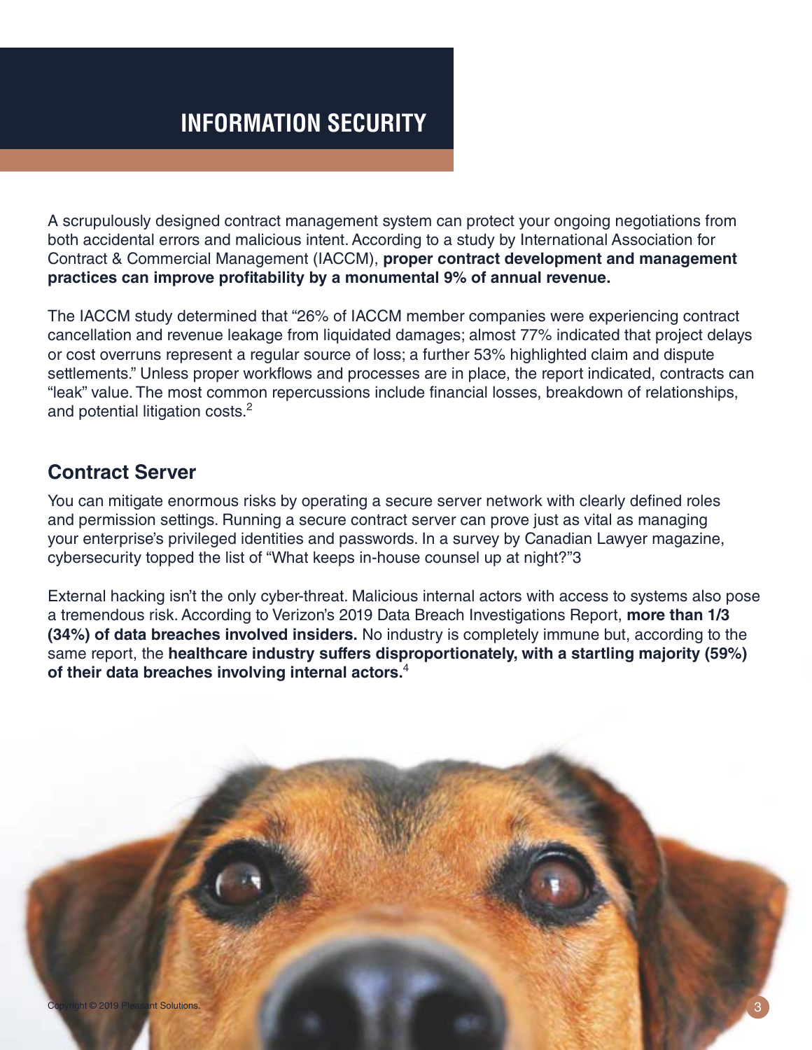# INFORMATION SECURITY

A scrupulously designed contract management system can protect your ongoing negotiations from both accidental errors and malicious intent. According to a study by International Association for Contract & Commercial Management (IACCM), **proper contract development and management practices can improve profitability by a monumental 9% of annual revenue.**

The IACCM study determined that "26% of IACCM member companies were experiencing contract cancellation and revenue leakage from liquidated damages; almost 77% indicated that project delays or cost overruns represent a regular source of loss; a further 53% highlighted claim and dispute settlements." Unless proper workflows and processes are in place, the report indicated, contracts can "leak" value. The most common repercussions include financial losses, breakdown of relationships, and potential litigation costs.[2]

## Contract Server

You can mitigate enormous risks by operating a secure server network with clearly defined roles and permission settings. Running a secure contract server can prove just as vital as managing your enterprise's privileged identities and passwords. In a survey by Canadian Lawyer magazine, cybersecurity topped the list of "What keeps in-house counsel up at night?"3

External hacking isn't the only cyber-threat. Malicious internal actors with access to systems also pose a tremendous risk. According to Verizon's 2019 Data Breach Investigations Report, **more than 1/3 (34%) of data breaches involved insiders.** No industry is completely immune but, according to the same report, the **healthcare industry suffers disproportionately, with a startling majority (59%) of their data breaches involving internal actors.**[4]

Copyright © 2019 Pleasant Solutions.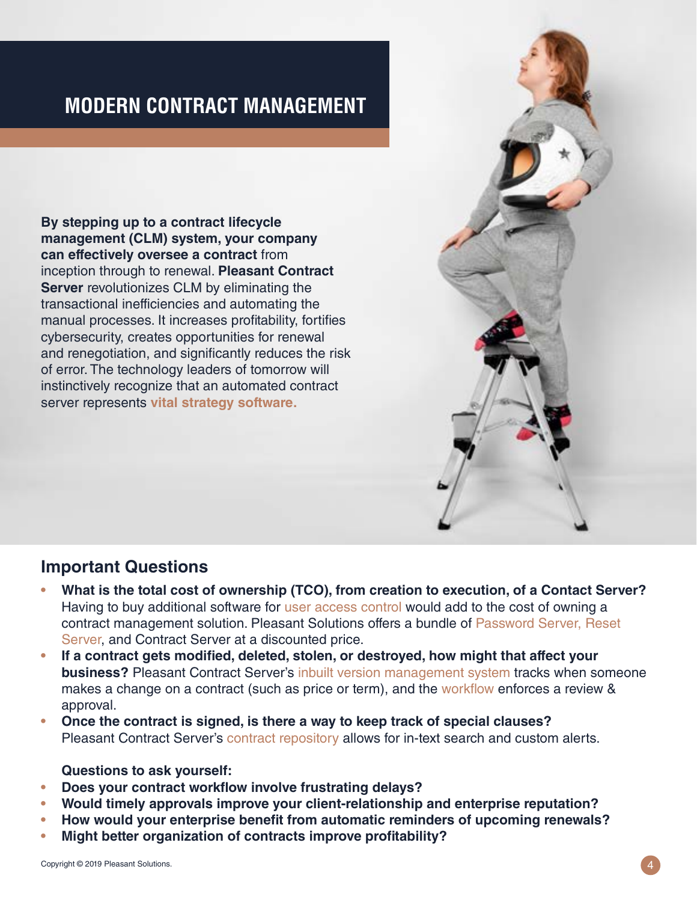# MODERN CONTRACT MANAGEMENT

**By stepping up to a contract lifecycle management (CLM) system, your company can effectively oversee a contract** from inception through to renewal. **Pleasant Contract Server** revolutionizes CLM by eliminating the transactional inefficiencies and automating the manual processes. It increases profitability, fortifies cybersecurity, creates opportunities for renewal and renegotiation, and significantly reduces the risk of error. The technology leaders of tomorrow will instinctively recognize that an automated contract server represents **vital strategy software.**

## Important Questions

- **What is the total cost of ownership (TCO), from creation to execution, of a Contact Server?** Having to buy additional software for user access control would add to the cost of owning a contract management solution. Pleasant Solutions offers a bundle of Password Server, Reset Server, and Contract Server at a discounted price.
- **If a contract gets modified, deleted, stolen, or destroyed, how might that affect your business?** Pleasant Contract Server's inbuilt version management system tracks when someone makes a change on a contract (such as price or term), and the workflow enforces a review & approval.
- **Once the contract is signed, is there a way to keep track of special clauses?** Pleasant Contract Server's contract repository allows for in-text search and custom alerts.

**Questions to ask yourself:**

- **Does your contract workflow involve frustrating delays?**
- **Would timely approvals improve your client-relationship and enterprise reputation?**
- **How would your enterprise benefit from automatic reminders of upcoming renewals?**
- **Might better organization of contracts improve profitability?**

Copyright © 2019 Pleasant Solutions.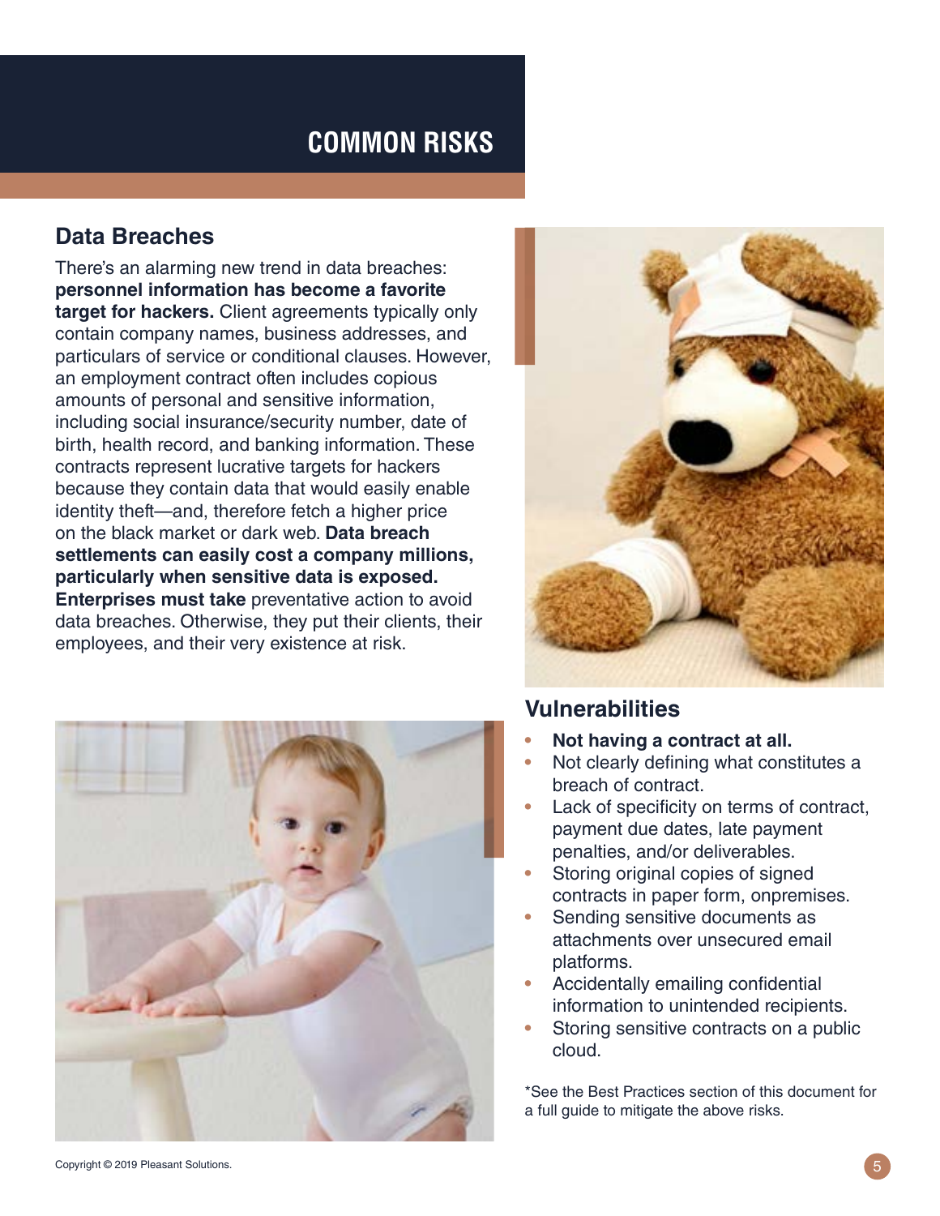# COMMON RISKS

## Data Breaches

There's an alarming new trend in data breaches: **personnel information has become a favorite target for hackers.** Client agreements typically only contain company names, business addresses, and particulars of service or conditional clauses. However, an employment contract often includes copious amounts of personal and sensitive information, including social insurance/security number, date of birth, health record, and banking information. These contracts represent lucrative targets for hackers because they contain data that would easily enable identity theft—and, therefore fetch a higher price on the black market or dark web. **Data breach settlements can easily cost a company millions, particularly when sensitive data is exposed. Enterprises must take** preventative action to avoid data breaches. Otherwise, they put their clients, their employees, and their very existence at risk.

## Vulnerabilities

- **Not having a contract at all.**
- Not clearly defining what constitutes a breach of contract.
- Lack of specificity on terms of contract, payment due dates, late payment penalties, and/or deliverables.
- Storing original copies of signed contracts in paper form, onpremises.
- Sending sensitive documents as attachments over unsecured email platforms.
- Accidentally emailing confidential information to unintended recipients.
- Storing sensitive contracts on a public cloud.

*See the Best Practices section of this document for a full guide to mitigate the above risks.

Copyright © 2019 Pleasant Solutions.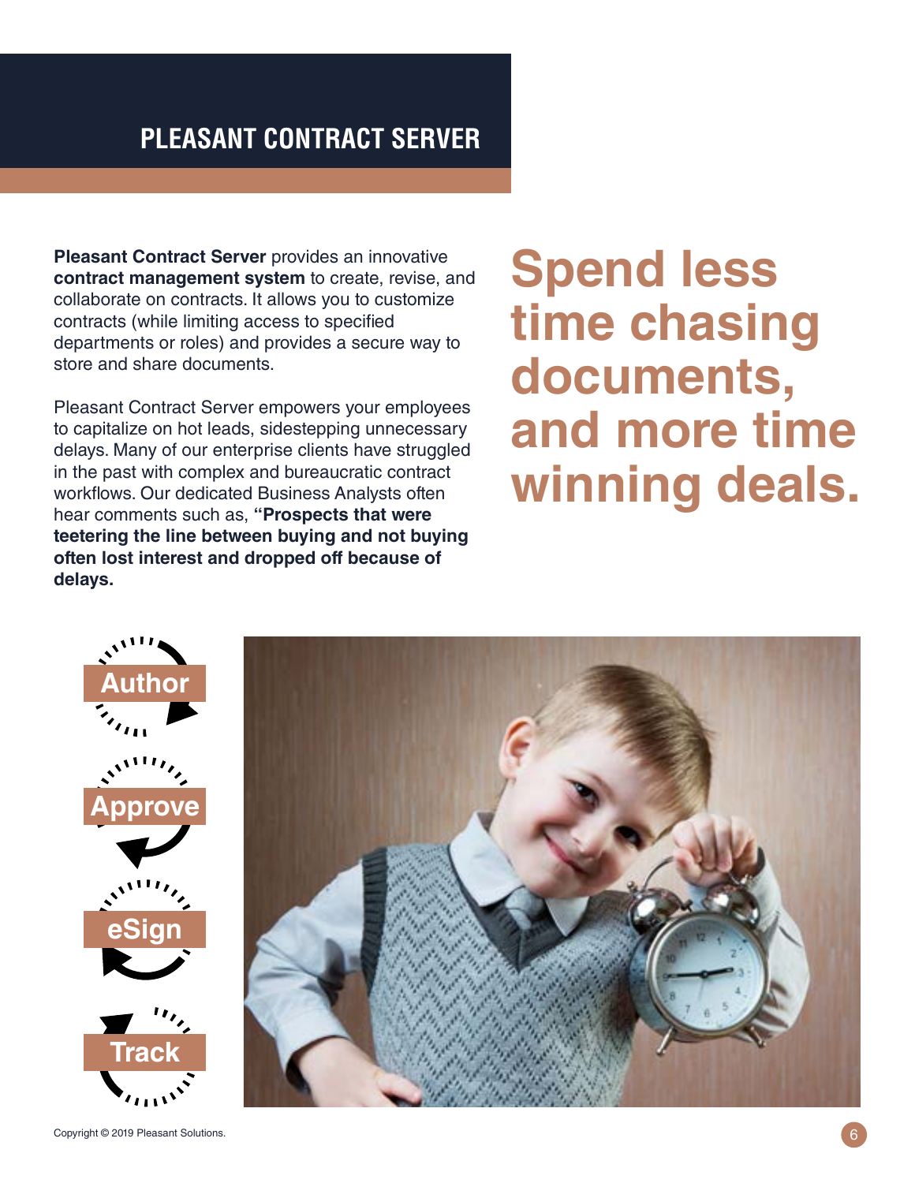# PLEASANT CONTRACT SERVER

**Pleasant Contract Server** provides an innovative **contract management system** to create, revise, and collaborate on contracts. It allows you to customize contracts (while limiting access to specified departments or roles) and provides a secure way to store and share documents.

Pleasant Contract Server empowers your employees to capitalize on hot leads, sidestepping unnecessary delays. Many of our enterprise clients have struggled in the past with complex and bureaucratic contract workflows. Our dedicated Business Analysts often hear comments such as, **"Prospects that were teetering the line between buying and not buying often lost interest and dropped off because of delays.**

## Spend less time chasing documents, and more time winning deals.

**Author**

**Approve**

**eSign**

**Track**

Copyright © 2019 Pleasant Solutions.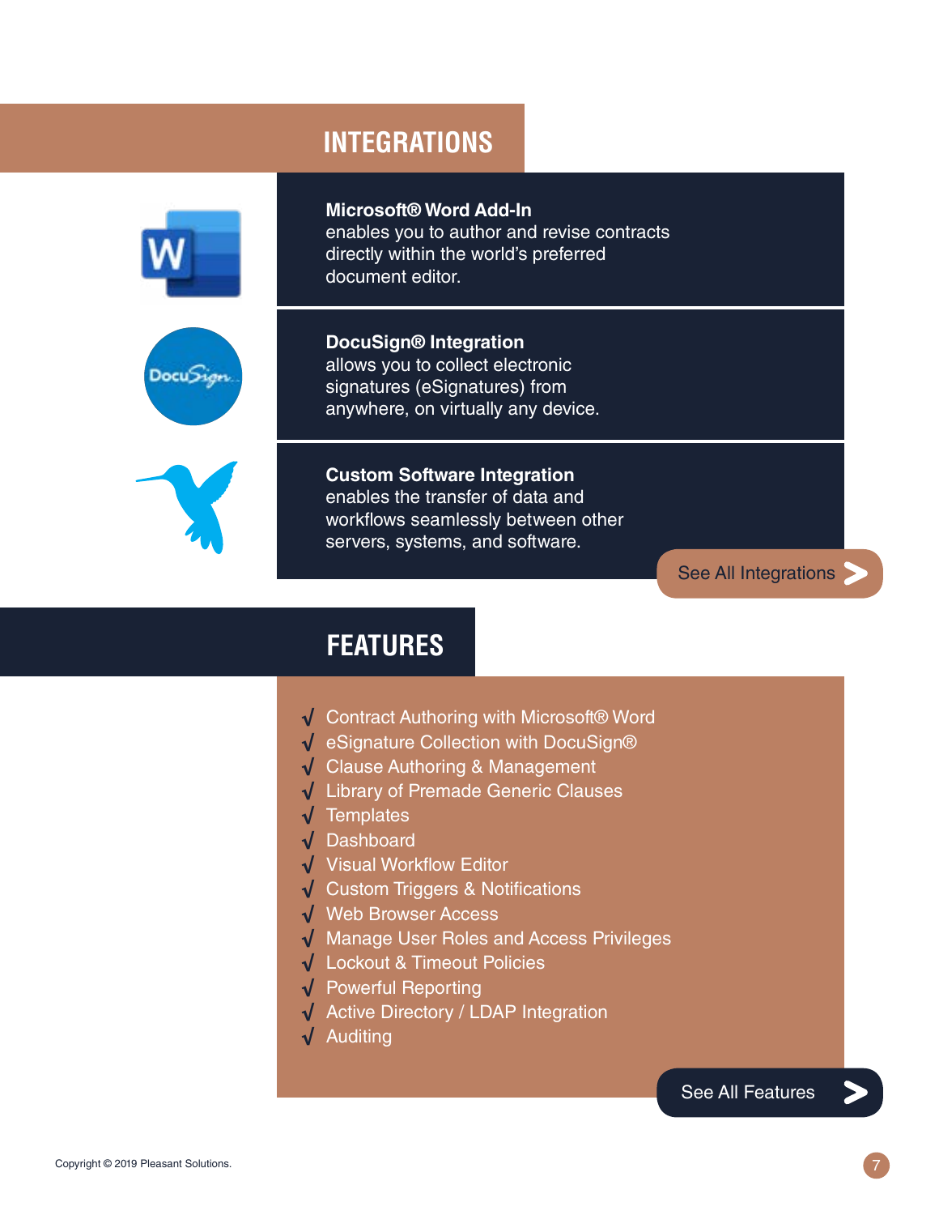## INTEGRATIONS

**Microsoft® Word Add-In**
enables you to author and revise contracts directly within the world's preferred document editor.

**DocuSign® Integration**
allows you to collect electronic signatures (eSignatures) from anywhere, on virtually any device.

**Custom Software Integration**
enables the transfer of data and workflows seamlessly between other servers, systems, and software.

See All Integrations >

## FEATURES

- √ Contract Authoring with Microsoft® Word
- √ eSignature Collection with DocuSign®
- √ Clause Authoring & Management
- √ Library of Premade Generic Clauses
- √ Templates
- √ Dashboard
- √ Visual Workflow Editor
- √ Custom Triggers & Notifications
- √ Web Browser Access
- √ Manage User Roles and Access Privileges
- √ Lockout & Timeout Policies
- √ Powerful Reporting
- √ Active Directory / LDAP Integration
- √ Auditing

See All Features >

Copyright © 2019 Pleasant Solutions.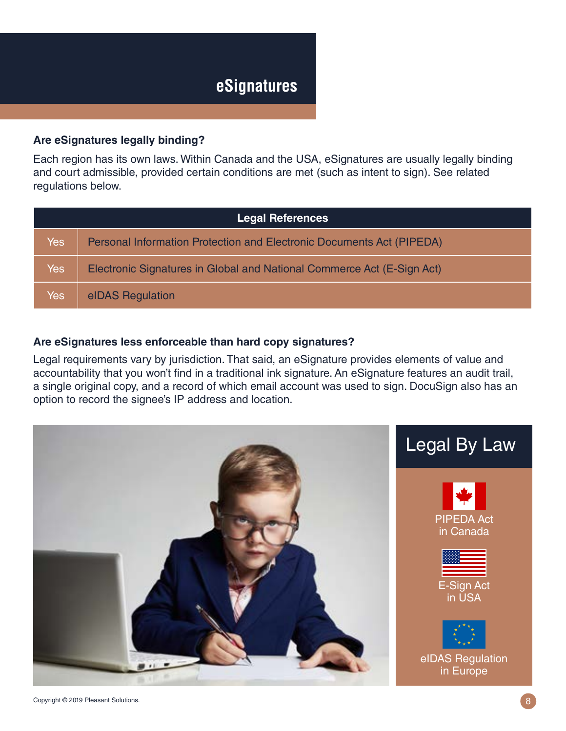# eSignatures

**Are eSignatures legally binding?**

Each region has its own laws. Within Canada and the USA, eSignatures are usually legally binding and court admissible, provided certain conditions are met (such as intent to sign). See related regulations below.

| Legal References | |
|---|---|
| Yes | Personal Information Protection and Electronic Documents Act (PIPEDA) |
| Yes | Electronic Signatures in Global and National Commerce Act (E-Sign Act) |
| Yes | eIDAS Regulation |

**Are eSignatures less enforceable than hard copy signatures?**

Legal requirements vary by jurisdiction. That said, an eSignature provides elements of value and accountability that you won't find in a traditional ink signature. An eSignature features an audit trail, a single original copy, and a record of which email account was used to sign. DocuSign also has an option to record the signee's IP address and location.

## Legal By Law

PIPEDA Act in Canada

E-Sign Act in USA

eIDAS Regulation in Europe

Copyright © 2019 Pleasant Solutions.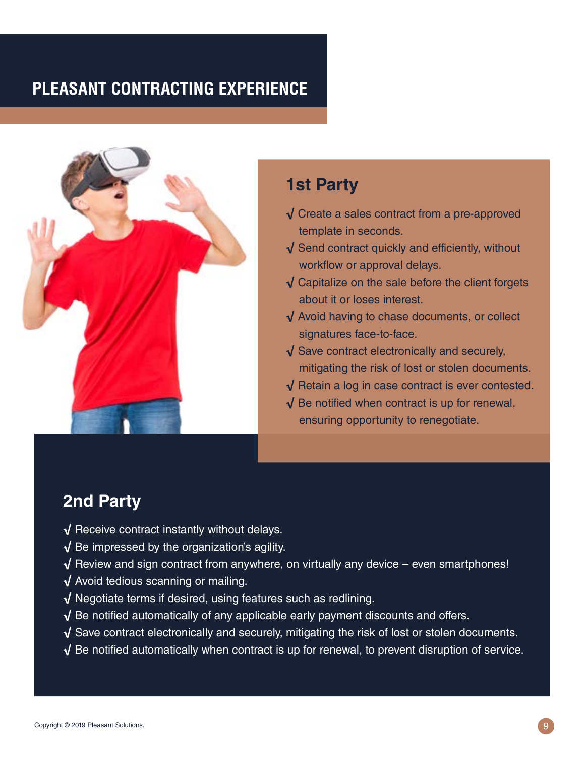# PLEASANT CONTRACTING EXPERIENCE

## 1st Party

- √ Create a sales contract from a pre-approved template in seconds.
- √ Send contract quickly and efficiently, without workflow or approval delays.
- √ Capitalize on the sale before the client forgets about it or loses interest.
- √ Avoid having to chase documents, or collect signatures face-to-face.
- √ Save contract electronically and securely, mitigating the risk of lost or stolen documents.
- √ Retain a log in case contract is ever contested.
- √ Be notified when contract is up for renewal, ensuring opportunity to renegotiate.

## 2nd Party

- √ Receive contract instantly without delays.
- √ Be impressed by the organization's agility.
- √ Review and sign contract from anywhere, on virtually any device – even smartphones!
- √ Avoid tedious scanning or mailing.
- √ Negotiate terms if desired, using features such as redlining.
- √ Be notified automatically of any applicable early payment discounts and offers.
- √ Save contract electronically and securely, mitigating the risk of lost or stolen documents.
- √ Be notified automatically when contract is up for renewal, to prevent disruption of service.

Copyright © 2019 Pleasant Solutions.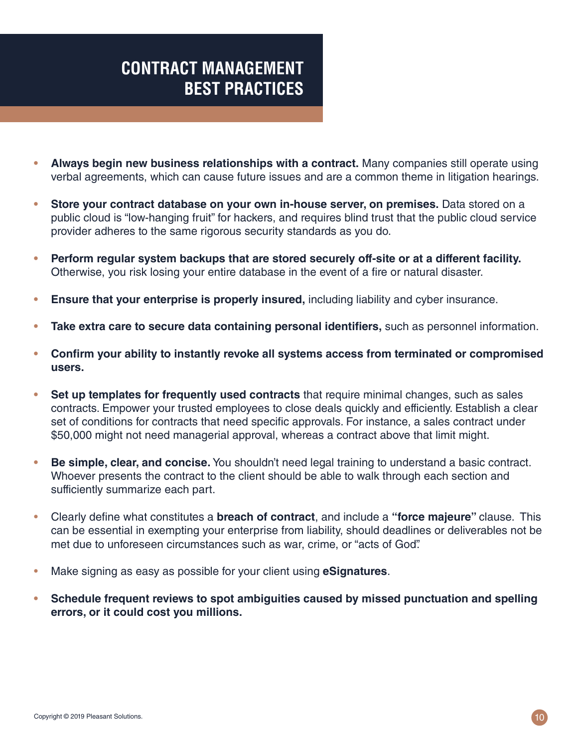# CONTRACT MANAGEMENT BEST PRACTICES

- **Always begin new business relationships with a contract.** Many companies still operate using verbal agreements, which can cause future issues and are a common theme in litigation hearings.
- **Store your contract database on your own in-house server, on premises.** Data stored on a public cloud is "low-hanging fruit" for hackers, and requires blind trust that the public cloud service provider adheres to the same rigorous security standards as you do.
- **Perform regular system backups that are stored securely off-site or at a different facility.** Otherwise, you risk losing your entire database in the event of a fire or natural disaster.
- **Ensure that your enterprise is properly insured,** including liability and cyber insurance.
- **Take extra care to secure data containing personal identifiers,** such as personnel information.
- **Confirm your ability to instantly revoke all systems access from terminated or compromised users.**
- **Set up templates for frequently used contracts** that require minimal changes, such as sales contracts. Empower your trusted employees to close deals quickly and efficiently. Establish a clear set of conditions for contracts that need specific approvals. For instance, a sales contract under $50,000 might not need managerial approval, whereas a contract above that limit might.
- **Be simple, clear, and concise.** You shouldn't need legal training to understand a basic contract. Whoever presents the contract to the client should be able to walk through each section and sufficiently summarize each part.
- Clearly define what constitutes a **breach of contract**, and include a **"force majeure"** clause. This can be essential in exempting your enterprise from liability, should deadlines or deliverables not be met due to unforeseen circumstances such as war, crime, or "acts of God".
- Make signing as easy as possible for your client using **eSignatures**.
- **Schedule frequent reviews to spot ambiguities caused by missed punctuation and spelling errors, or it could cost you millions.**

Copyright © 2019 Pleasant Solutions.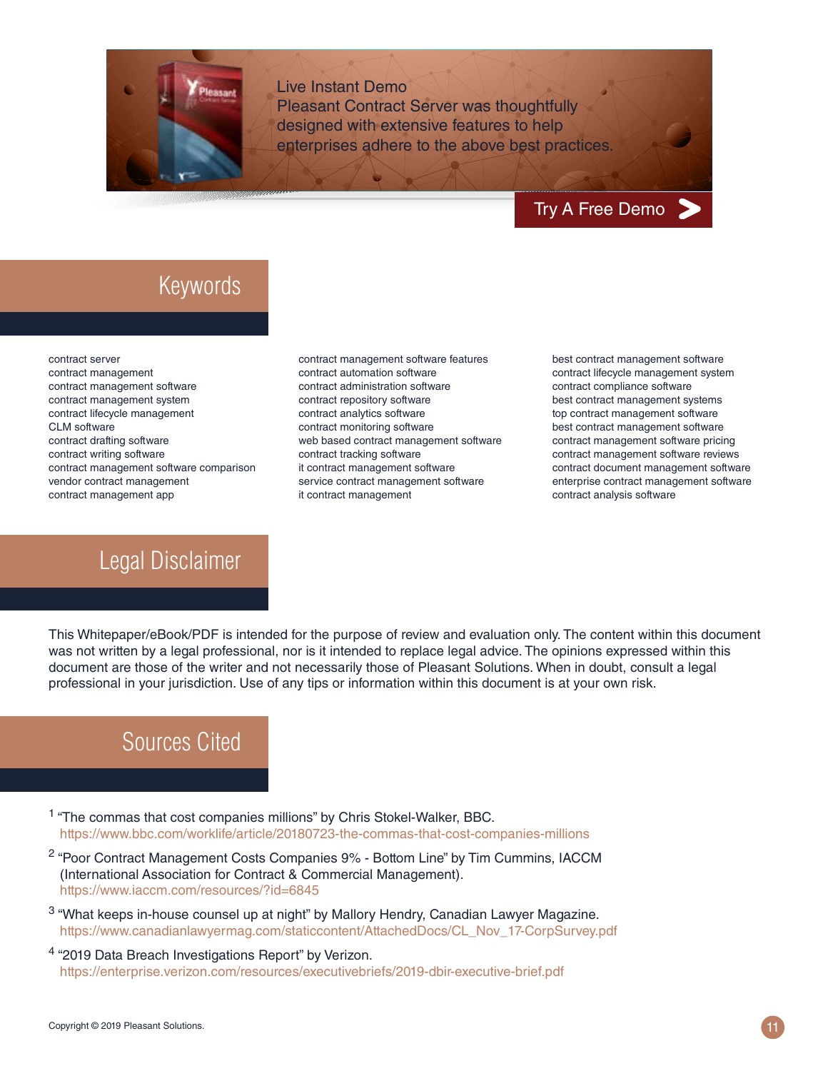Live Instant Demo
Pleasant Contract Server was thoughtfully designed with extensive features to help enterprises adhere to the above best practices.

Try A Free Demo

## Keywords

contract server
contract management
contract management software
contract management system
contract lifecycle management
CLM software
contract drafting software
contract writing software
contract management software comparison
vendor contract management
contract management app
contract management software features
contract automation software
contract administration software
contract repository software
contract analytics software
contract monitoring software
web based contract management software
contract tracking software
it contract management software
service contract management software
it contract management
best contract management software
contract lifecycle management system
contract compliance software
best contract management systems
top contract management software
best contract management software
contract management software pricing
contract management software reviews
contract document management software
enterprise contract management software
contract analysis software

## Legal Disclaimer

This Whitepaper/eBook/PDF is intended for the purpose of review and evaluation only. The content within this document was not written by a legal professional, nor is it intended to replace legal advice. The opinions expressed within this document are those of the writer and not necessarily those of Pleasant Solutions. When in doubt, consult a legal professional in your jurisdiction. Use of any tips or information within this document is at your own risk.

## Sources Cited

[1] "The commas that cost companies millions" by Chris Stokel-Walker, BBC.
https://www.bbc.com/worklife/article/20180723-the-commas-that-cost-companies-millions

[2] "Poor Contract Management Costs Companies 9% - Bottom Line" by Tim Cummins, IACCM (International Association for Contract & Commercial Management).
https://www.iaccm.com/resources/?id=6845

[3] "What keeps in-house counsel up at night" by Mallory Hendry, Canadian Lawyer Magazine.
https://www.canadianlawyermag.com/staticcontent/AttachedDocs/CL_Nov_17-CorpSurvey.pdf

[4] "2019 Data Breach Investigations Report" by Verizon.
https://enterprise.verizon.com/resources/executivebriefs/2019-dbir-executive-brief.pdf

Copyright © 2019 Pleasant Solutions.